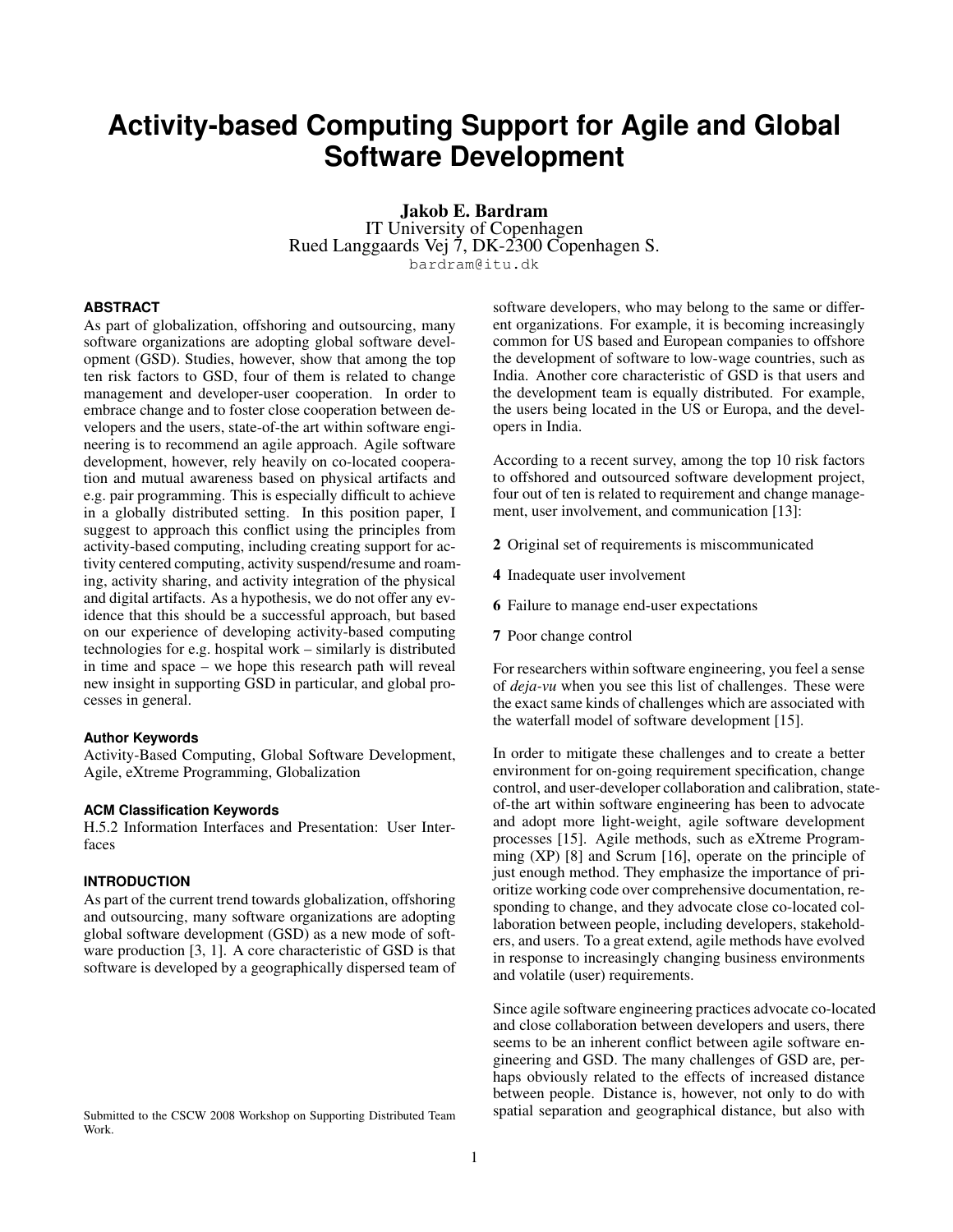# Activity-based Computing Support for Agile and Global Software Development

**Jakob E. Bardram**
IT University of Copenhagen
Rued Langgaards Vej 7, DK-2300 Copenhagen S.
bardram@itu.dk

## ABSTRACT

As part of globalization, offshoring and outsourcing, many software organizations are adopting global software development (GSD). Studies, however, show that among the top ten risk factors to GSD, four of them is related to change management and developer-user cooperation. In order to embrace change and to foster close cooperation between developers and the users, state-of-the art within software engineering is to recommend an agile approach. Agile software development, however, rely heavily on co-located cooperation and mutual awareness based on physical artifacts and e.g. pair programming. This is especially difficult to achieve in a globally distributed setting. In this position paper, I suggest to approach this conflict using the principles from activity-based computing, including creating support for activity centered computing, activity suspend/resume and roaming, activity sharing, and activity integration of the physical and digital artifacts. As a hypothesis, we do not offer any evidence that this should be a successful approach, but based on our experience of developing activity-based computing technologies for e.g. hospital work – similarly is distributed in time and space – we hope this research path will reveal new insight in supporting GSD in particular, and global processes in general.

### Author Keywords

Activity-Based Computing, Global Software Development, Agile, eXtreme Programming, Globalization

### ACM Classification Keywords

H.5.2 Information Interfaces and Presentation: User Interfaces

## INTRODUCTION

As part of the current trend towards globalization, offshoring and outsourcing, many software organizations are adopting global software development (GSD) as a new mode of software production [3, 1]. A core characteristic of GSD is that software is developed by a geographically dispersed team of software developers, who may belong to the same or different organizations. For example, it is becoming increasingly common for US based and European companies to offshore the development of software to low-wage countries, such as India. Another core characteristic of GSD is that users and the development team is equally distributed. For example, the users being located in the US or Europa, and the developers in India.

Submitted to the CSCW 2008 Workshop on Supporting Distributed Team Work.

According to a recent survey, among the top 10 risk factors to offshored and outsourced software development project, four out of ten is related to requirement and change management, user involvement, and communication [13]:

**2** Original set of requirements is miscommunicated

**4** Inadequate user involvement

**6** Failure to manage end-user expectations

**7** Poor change control

For researchers within software engineering, you feel a sense of *deja-vu* when you see this list of challenges. These were the exact same kinds of challenges which are associated with the waterfall model of software development [15].

In order to mitigate these challenges and to create a better environment for on-going requirement specification, change control, and user-developer collaboration and calibration, state-of-the art within software engineering has been to advocate and adopt more light-weight, agile software development processes [15]. Agile methods, such as eXtreme Programming (XP) [8] and Scrum [16], operate on the principle of just enough method. They emphasize the importance of prioritize working code over comprehensive documentation, responding to change, and they advocate close co-located collaboration between people, including developers, stakeholders, and users. To a great extend, agile methods have evolved in response to increasingly changing business environments and volatile (user) requirements.

Since agile software engineering practices advocate co-located and close collaboration between developers and users, there seems to be an inherent conflict between agile software engineering and GSD. The many challenges of GSD are, perhaps obviously related to the effects of increased distance between people. Distance is, however, not only to do with spatial separation and geographical distance, but also with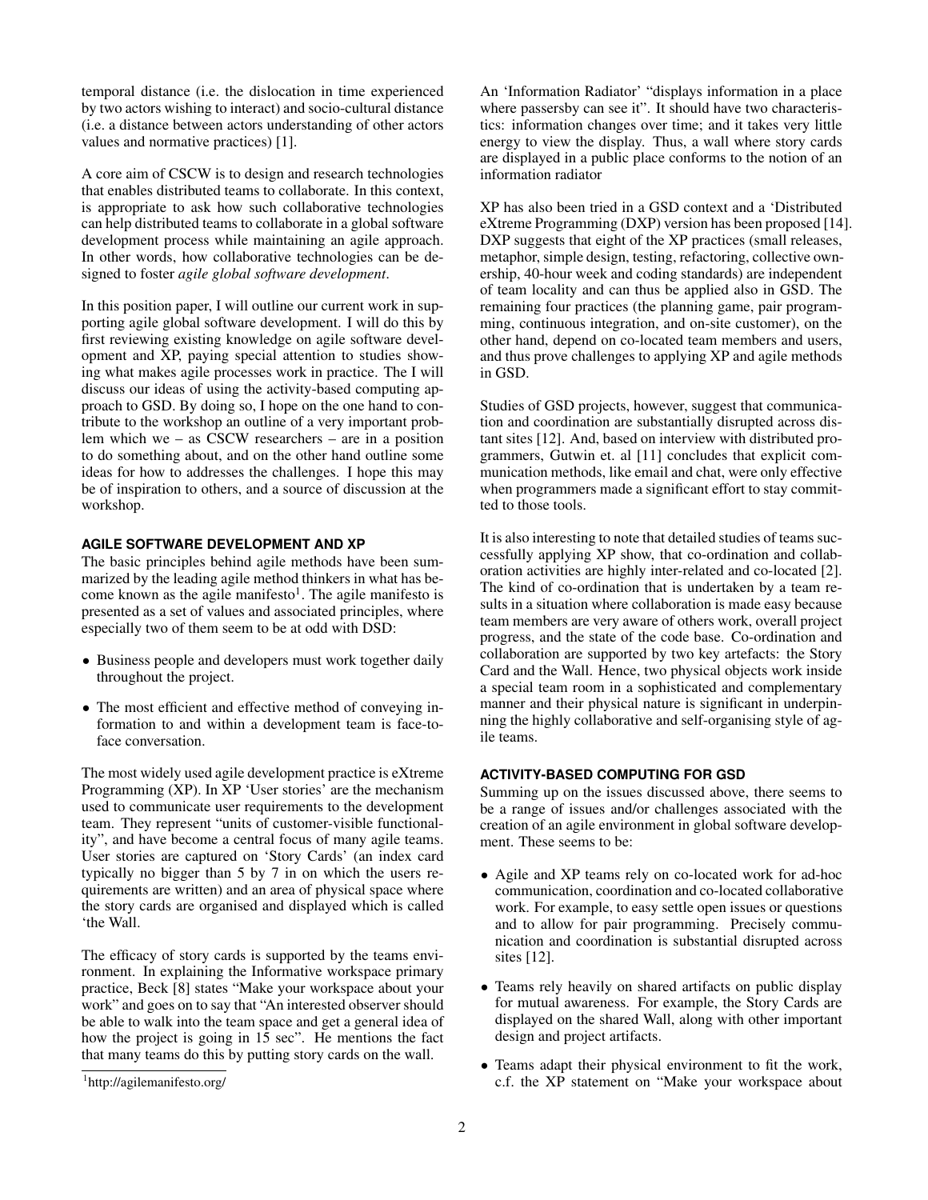temporal distance (i.e. the dislocation in time experienced by two actors wishing to interact) and socio-cultural distance (i.e. a distance between actors understanding of other actors values and normative practices) [1].

A core aim of CSCW is to design and research technologies that enables distributed teams to collaborate. In this context, is appropriate to ask how such collaborative technologies can help distributed teams to collaborate in a global software development process while maintaining an agile approach. In other words, how collaborative technologies can be designed to foster *agile global software development*.

In this position paper, I will outline our current work in supporting agile global software development. I will do this by first reviewing existing knowledge on agile software development and XP, paying special attention to studies showing what makes agile processes work in practice. The I will discuss our ideas of using the activity-based computing approach to GSD. By doing so, I hope on the one hand to contribute to the workshop an outline of a very important problem which we – as CSCW researchers – are in a position to do something about, and on the other hand outline some ideas for how to addresses the challenges. I hope this may be of inspiration to others, and a source of discussion at the workshop.

## AGILE SOFTWARE DEVELOPMENT AND XP

The basic principles behind agile methods have been summarized by the leading agile method thinkers in what has become known as the agile manifesto[1]. The agile manifesto is presented as a set of values and associated principles, where especially two of them seem to be at odd with DSD:

- Business people and developers must work together daily throughout the project.
- The most efficient and effective method of conveying information to and within a development team is face-to-face conversation.

The most widely used agile development practice is eXtreme Programming (XP). In XP 'User stories' are the mechanism used to communicate user requirements to the development team. They represent "units of customer-visible functionality", and have become a central focus of many agile teams. User stories are captured on 'Story Cards' (an index card typically no bigger than 5 by 7 in on which the users requirements are written) and an area of physical space where the story cards are organised and displayed which is called 'the Wall.

The efficacy of story cards is supported by the teams environment. In explaining the Informative workspace primary practice, Beck [8] states "Make your workspace about your work" and goes on to say that "An interested observer should be able to walk into the team space and get a general idea of how the project is going in 15 sec". He mentions the fact that many teams do this by putting story cards on the wall.

[1] http://agilemanifesto.org/

An 'Information Radiator' "displays information in a place where passersby can see it". It should have two characteristics: information changes over time; and it takes very little energy to view the display. Thus, a wall where story cards are displayed in a public place conforms to the notion of an information radiator

XP has also been tried in a GSD context and a 'Distributed eXtreme Programming (DXP) version has been proposed [14]. DXP suggests that eight of the XP practices (small releases, metaphor, simple design, testing, refactoring, collective ownership, 40-hour week and coding standards) are independent of team locality and can thus be applied also in GSD. The remaining four practices (the planning game, pair programming, continuous integration, and on-site customer), on the other hand, depend on co-located team members and users, and thus prove challenges to applying XP and agile methods in GSD.

Studies of GSD projects, however, suggest that communication and coordination are substantially disrupted across distant sites [12]. And, based on interview with distributed programmers, Gutwin et. al [11] concludes that explicit communication methods, like email and chat, were only effective when programmers made a significant effort to stay committed to those tools.

It is also interesting to note that detailed studies of teams successfully applying XP show, that co-ordination and collaboration activities are highly inter-related and co-located [2]. The kind of co-ordination that is undertaken by a team results in a situation where collaboration is made easy because team members are very aware of others work, overall project progress, and the state of the code base. Co-ordination and collaboration are supported by two key artefacts: the Story Card and the Wall. Hence, two physical objects work inside a special team room in a sophisticated and complementary manner and their physical nature is significant in underpinning the highly collaborative and self-organising style of agile teams.

## ACTIVITY-BASED COMPUTING FOR GSD

Summing up on the issues discussed above, there seems to be a range of issues and/or challenges associated with the creation of an agile environment in global software development. These seems to be:

- Agile and XP teams rely on co-located work for ad-hoc communication, coordination and co-located collaborative work. For example, to easy settle open issues or questions and to allow for pair programming. Precisely communication and coordination is substantial disrupted across sites [12].
- Teams rely heavily on shared artifacts on public display for mutual awareness. For example, the Story Cards are displayed on the shared Wall, along with other important design and project artifacts.
- Teams adapt their physical environment to fit the work, c.f. the XP statement on "Make your workspace about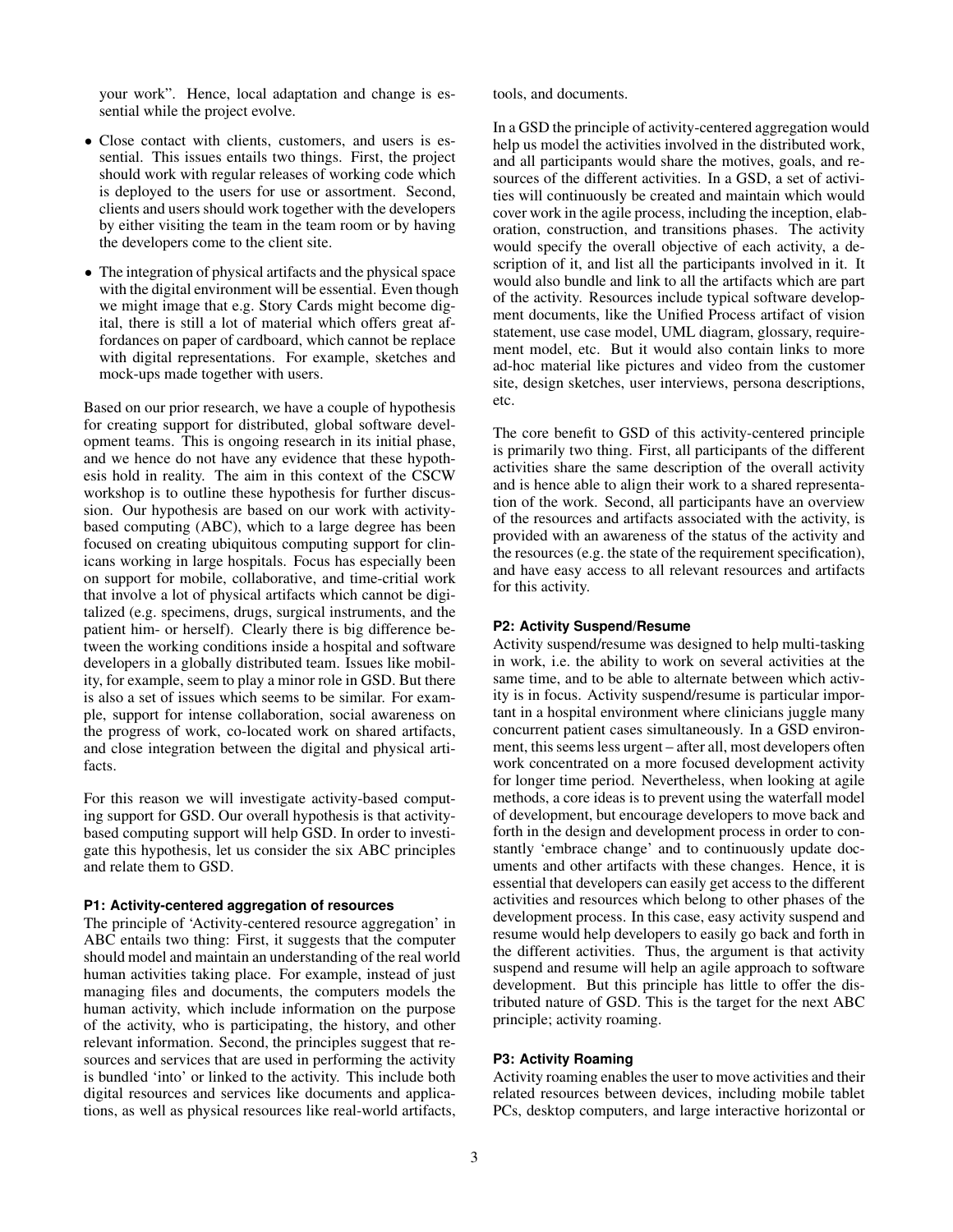your work". Hence, local adaptation and change is essential while the project evolve.

- Close contact with clients, customers, and users is essential. This issues entails two things. First, the project should work with regular releases of working code which is deployed to the users for use or assortment. Second, clients and users should work together with the developers by either visiting the team in the team room or by having the developers come to the client site.
- The integration of physical artifacts and the physical space with the digital environment will be essential. Even though we might image that e.g. Story Cards might become digital, there is still a lot of material which offers great affordances on paper of cardboard, which cannot be replace with digital representations. For example, sketches and mock-ups made together with users.

Based on our prior research, we have a couple of hypothesis for creating support for distributed, global software development teams. This is ongoing research in its initial phase, and we hence do not have any evidence that these hypothesis hold in reality. The aim in this context of the CSCW workshop is to outline these hypothesis for further discussion. Our hypothesis are based on our work with activity-based computing (ABC), which to a large degree has been focused on creating ubiquitous computing support for clinicans working in large hospitals. Focus has especially been on support for mobile, collaborative, and time-critial work that involve a lot of physical artifacts which cannot be digitalized (e.g. specimens, drugs, surgical instruments, and the patient him- or herself). Clearly there is big difference between the working conditions inside a hospital and software developers in a globally distributed team. Issues like mobility, for example, seem to play a minor role in GSD. But there is also a set of issues which seems to be similar. For example, support for intense collaboration, social awareness on the progress of work, co-located work on shared artifacts, and close integration between the digital and physical artifacts.

For this reason we will investigate activity-based computing support for GSD. Our overall hypothesis is that activity-based computing support will help GSD. In order to investigate this hypothesis, let us consider the six ABC principles and relate them to GSD.

#### P1: Activity-centered aggregation of resources

The principle of 'Activity-centered resource aggregation' in ABC entails two thing: First, it suggests that the computer should model and maintain an understanding of the real world human activities taking place. For example, instead of just managing files and documents, the computers models the human activity, which include information on the purpose of the activity, who is participating, the history, and other relevant information. Second, the principles suggest that resources and services that are used in performing the activity is bundled 'into' or linked to the activity. This include both digital resources and services like documents and applications, as well as physical resources like real-world artifacts, tools, and documents.

In a GSD the principle of activity-centered aggregation would help us model the activities involved in the distributed work, and all participants would share the motives, goals, and resources of the different activities. In a GSD, a set of activities will continuously be created and maintain which would cover work in the agile process, including the inception, elaboration, construction, and transitions phases. The activity would specify the overall objective of each activity, a description of it, and list all the participants involved in it. It would also bundle and link to all the artifacts which are part of the activity. Resources include typical software development documents, like the Unified Process artifact of vision statement, use case model, UML diagram, glossary, requirement model, etc. But it would also contain links to more ad-hoc material like pictures and video from the customer site, design sketches, user interviews, persona descriptions, etc.

The core benefit to GSD of this activity-centered principle is primarily two thing. First, all participants of the different activities share the same description of the overall activity and is hence able to align their work to a shared representation of the work. Second, all participants have an overview of the resources and artifacts associated with the activity, is provided with an awareness of the status of the activity and the resources (e.g. the state of the requirement specification), and have easy access to all relevant resources and artifacts for this activity.

#### P2: Activity Suspend/Resume

Activity suspend/resume was designed to help multi-tasking in work, i.e. the ability to work on several activities at the same time, and to be able to alternate between which activity is in focus. Activity suspend/resume is particular important in a hospital environment where clinicians juggle many concurrent patient cases simultaneously. In a GSD environment, this seems less urgent – after all, most developers often work concentrated on a more focused development activity for longer time period. Nevertheless, when looking at agile methods, a core ideas is to prevent using the waterfall model of development, but encourage developers to move back and forth in the design and development process in order to constantly 'embrace change' and to continuously update documents and other artifacts with these changes. Hence, it is essential that developers can easily get access to the different activities and resources which belong to other phases of the development process. In this case, easy activity suspend and resume would help developers to easily go back and forth in the different activities. Thus, the argument is that activity suspend and resume will help an agile approach to software development. But this principle has little to offer the distributed nature of GSD. This is the target for the next ABC principle; activity roaming.

#### P3: Activity Roaming

Activity roaming enables the user to move activities and their related resources between devices, including mobile tablet PCs, desktop computers, and large interactive horizontal or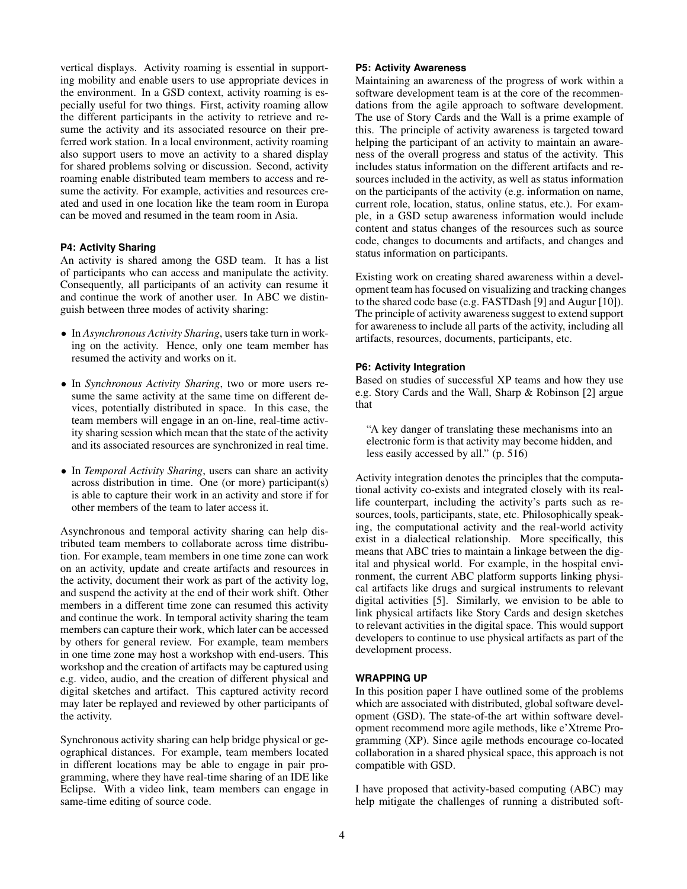vertical displays. Activity roaming is essential in supporting mobility and enable users to use appropriate devices in the environment. In a GSD context, activity roaming is especially useful for two things. First, activity roaming allow the different participants in the activity to retrieve and resume the activity and its associated resource on their preferred work station. In a local environment, activity roaming also support users to move an activity to a shared display for shared problems solving or discussion. Second, activity roaming enable distributed team members to access and resume the activity. For example, activities and resources created and used in one location like the team room in Europa can be moved and resumed in the team room in Asia.

#### P4: Activity Sharing

An activity is shared among the GSD team. It has a list of participants who can access and manipulate the activity. Consequently, all participants of an activity can resume it and continue the work of another user. In ABC we distinguish between three modes of activity sharing:

- In *Asynchronous Activity Sharing*, users take turn in working on the activity. Hence, only one team member has resumed the activity and works on it.
- In *Synchronous Activity Sharing*, two or more users resume the same activity at the same time on different devices, potentially distributed in space. In this case, the team members will engage in an on-line, real-time activity sharing session which mean that the state of the activity and its associated resources are synchronized in real time.
- In *Temporal Activity Sharing*, users can share an activity across distribution in time. One (or more) participant(s) is able to capture their work in an activity and store if for other members of the team to later access it.

Asynchronous and temporal activity sharing can help distributed team members to collaborate across time distribution. For example, team members in one time zone can work on an activity, update and create artifacts and resources in the activity, document their work as part of the activity log, and suspend the activity at the end of their work shift. Other members in a different time zone can resumed this activity and continue the work. In temporal activity sharing the team members can capture their work, which later can be accessed by others for general review. For example, team members in one time zone may host a workshop with end-users. This workshop and the creation of artifacts may be captured using e.g. video, audio, and the creation of different physical and digital sketches and artifact. This captured activity record may later be replayed and reviewed by other participants of the activity.

Synchronous activity sharing can help bridge physical or geographical distances. For example, team members located in different locations may be able to engage in pair programming, where they have real-time sharing of an IDE like Eclipse. With a video link, team members can engage in same-time editing of source code.

#### P5: Activity Awareness

Maintaining an awareness of the progress of work within a software development team is at the core of the recommendations from the agile approach to software development. The use of Story Cards and the Wall is a prime example of this. The principle of activity awareness is targeted toward helping the participant of an activity to maintain an awareness of the overall progress and status of the activity. This includes status information on the different artifacts and resources included in the activity, as well as status information on the participants of the activity (e.g. information on name, current role, location, status, online status, etc.). For example, in a GSD setup awareness information would include content and status changes of the resources such as source code, changes to documents and artifacts, and changes and status information on participants.

Existing work on creating shared awareness within a development team has focused on visualizing and tracking changes to the shared code base (e.g. FASTDash [9] and Augur [10]). The principle of activity awareness suggest to extend support for awareness to include all parts of the activity, including all artifacts, resources, documents, participants, etc.

#### P6: Activity Integration

Based on studies of successful XP teams and how they use e.g. Story Cards and the Wall, Sharp & Robinson [2] argue that

> "A key danger of translating these mechanisms into an electronic form is that activity may become hidden, and less easily accessed by all." (p. 516)

Activity integration denotes the principles that the computational activity co-exists and integrated closely with its real-life counterpart, including the activity's parts such as resources, tools, participants, state, etc. Philosophically speaking, the computational activity and the real-world activity exist in a dialectical relationship. More specifically, this means that ABC tries to maintain a linkage between the digital and physical world. For example, in the hospital environment, the current ABC platform supports linking physical artifacts like drugs and surgical instruments to relevant digital activities [5]. Similarly, we envision to be able to link physical artifacts like Story Cards and design sketches to relevant activities in the digital space. This would support developers to continue to use physical artifacts as part of the development process.

## WRAPPING UP

In this position paper I have outlined some of the problems which are associated with distributed, global software development (GSD). The state-of-the art within software development recommend more agile methods, like e'Xtreme Programming (XP). Since agile methods encourage co-located collaboration in a shared physical space, this approach is not compatible with GSD.

I have proposed that activity-based computing (ABC) may help mitigate the challenges of running a distributed soft-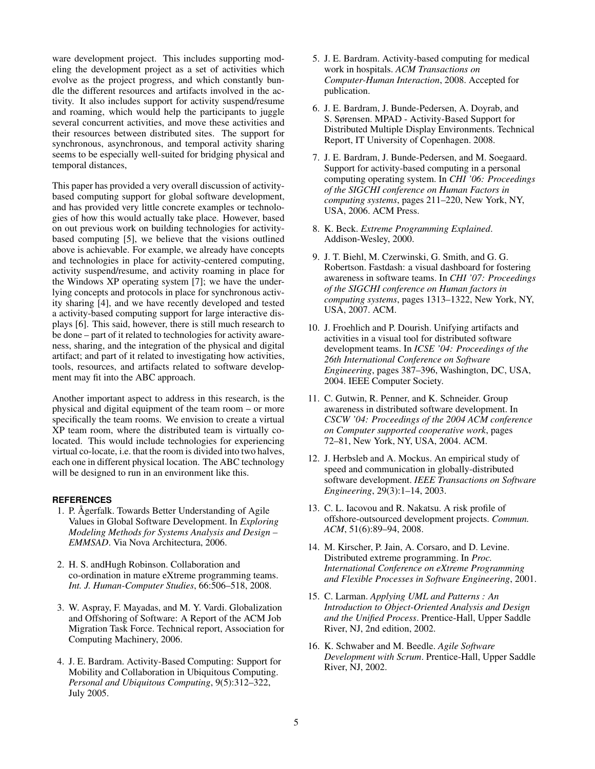ware development project. This includes supporting modeling the development project as a set of activities which evolve as the project progress, and which constantly bundle the different resources and artifacts involved in the activity. It also includes support for activity suspend/resume and roaming, which would help the participants to juggle several concurrent activities, and move these activities and their resources between distributed sites. The support for synchronous, asynchronous, and temporal activity sharing seems to be especially well-suited for bridging physical and temporal distances,

This paper has provided a very overall discussion of activity-based computing support for global software development, and has provided very little concrete examples or technologies of how this would actually take place. However, based on out previous work on building technologies for activity-based computing [5], we believe that the visions outlined above is achievable. For example, we already have concepts and technologies in place for activity-centered computing, activity suspend/resume, and activity roaming in place for the Windows XP operating system [7]; we have the underlying concepts and protocols in place for synchronous activity sharing [4], and we have recently developed and tested a activity-based computing support for large interactive displays [6]. This said, however, there is still much research to be done – part of it related to technologies for activity awareness, sharing, and the integration of the physical and digital artifact; and part of it related to investigating how activities, tools, resources, and artifacts related to software development may fit into the ABC approach.

Another important aspect to address in this research, is the physical and digital equipment of the team room – or more specifically the team rooms. We envision to create a virtual XP team room, where the distributed team is virtually co-located. This would include technologies for experiencing virtual co-locate, i.e. that the room is divided into two halves, each one in different physical location. The ABC technology will be designed to run in an environment like this.

## REFERENCES

1. P. Ågerfalk. Towards Better Understanding of Agile Values in Global Software Development. In *Exploring Modeling Methods for Systems Analysis and Design – EMMSAD*. Via Nova Architectura, 2006.
2. H. S. andHugh Robinson. Collaboration and co-ordination in mature eXtreme programming teams. *Int. J. Human-Computer Studies*, 66:506–518, 2008.
3. W. Aspray, F. Mayadas, and M. Y. Vardi. Globalization and Offshoring of Software: A Report of the ACM Job Migration Task Force. Technical report, Association for Computing Machinery, 2006.
4. J. E. Bardram. Activity-Based Computing: Support for Mobility and Collaboration in Ubiquitous Computing. *Personal and Ubiquitous Computing*, 9(5):312–322, July 2005.
5. J. E. Bardram. Activity-based computing for medical work in hospitals. *ACM Transactions on Computer-Human Interaction*, 2008. Accepted for publication.
6. J. E. Bardram, J. Bunde-Pedersen, A. Doyrab, and S. Sørensen. MPAD - Activity-Based Support for Distributed Multiple Display Environments. Technical Report, IT University of Copenhagen. 2008.
7. J. E. Bardram, J. Bunde-Pedersen, and M. Soegaard. Support for activity-based computing in a personal computing operating system. In *CHI '06: Proceedings of the SIGCHI conference on Human Factors in computing systems*, pages 211–220, New York, NY, USA, 2006. ACM Press.
8. K. Beck. *Extreme Programming Explained*. Addison-Wesley, 2000.
9. J. T. Biehl, M. Czerwinski, G. Smith, and G. G. Robertson. Fastdash: a visual dashboard for fostering awareness in software teams. In *CHI '07: Proceedings of the SIGCHI conference on Human factors in computing systems*, pages 1313–1322, New York, NY, USA, 2007. ACM.
10. J. Froehlich and P. Dourish. Unifying artifacts and activities in a visual tool for distributed software development teams. In *ICSE '04: Proceedings of the 26th International Conference on Software Engineering*, pages 387–396, Washington, DC, USA, 2004. IEEE Computer Society.
11. C. Gutwin, R. Penner, and K. Schneider. Group awareness in distributed software development. In *CSCW '04: Proceedings of the 2004 ACM conference on Computer supported cooperative work*, pages 72–81, New York, NY, USA, 2004. ACM.
12. J. Herbsleb and A. Mockus. An empirical study of speed and communication in globally-distributed software development. *IEEE Transactions on Software Engineering*, 29(3):1–14, 2003.
13. C. L. Iacovou and R. Nakatsu. A risk profile of offshore-outsourced development projects. *Commun. ACM*, 51(6):89–94, 2008.
14. M. Kirscher, P. Jain, A. Corsaro, and D. Levine. Distributed extreme programming. In *Proc. International Conference on eXtreme Programming and Flexible Processes in Software Engineering*, 2001.
15. C. Larman. *Applying UML and Patterns : An Introduction to Object-Oriented Analysis and Design and the Unified Process*. Prentice-Hall, Upper Saddle River, NJ, 2nd edition, 2002.
16. K. Schwaber and M. Beedle. *Agile Software Development with Scrum*. Prentice-Hall, Upper Saddle River, NJ, 2002.